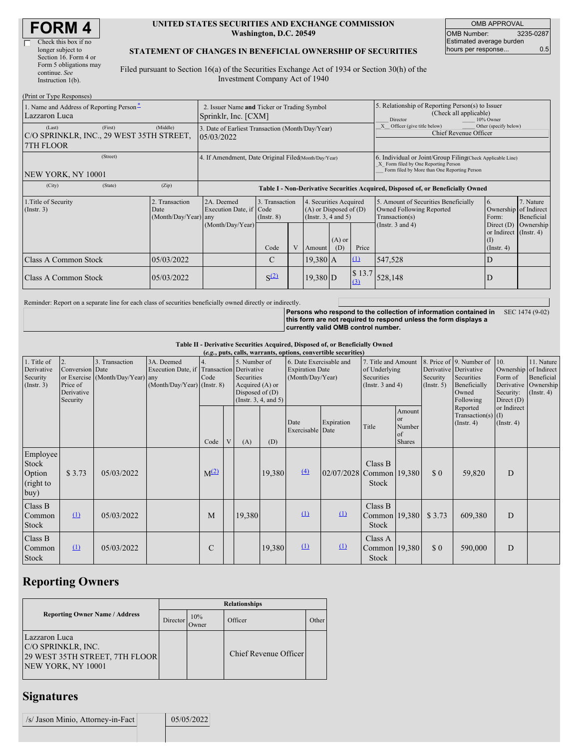# FORM 4

☐ Check this box if no longer subject to Section 16. Form 4 or Form 5 obligations may continue. *See* Instruction 1(b).

**UNITED STATES SECURITIES AND EXCHANGE COMMISSION**
**Washington, D.C. 20549**

**STATEMENT OF CHANGES IN BENEFICIAL OWNERSHIP OF SECURITIES**

Filed pursuant to Section 16(a) of the Securities Exchange Act of 1934 or Section 30(h) of the Investment Company Act of 1940

| OMB APPROVAL | |
|---|---|
| OMB Number: | 3235-0287 |
| Estimated average burden hours per response... | 0.5 |

(Print or Type Responses)

| 1. Name and Address of Reporting Person* | 2. Issuer Name **and** Ticker or Trading Symbol | 5. Relationship of Reporting Person(s) to Issuer (Check all applicable) |
|---|---|---|
| Lazzaron Luca | Sprinklr, Inc. [CXM] | ___ Director ___ 10% Owner |
| (Last) (First) (Middle) C/O SPRINKLR, INC., 29 WEST 35TH STREET, 7TH FLOOR | 3. Date of Earliest Transaction (Month/Day/Year) 05/03/2022 | _X_ Officer (give title below) ___ Other (specify below) Chief Revenue Officer |
| (Street) NEW YORK, NY 10001 | 4. If Amendment, Date Original Filed(Month/Day/Year) | 6. Individual or Joint/Group Filing(Check Applicable Line) _X_ Form filed by One Reporting Person ___ Form filed by More than One Reporting Person |
| (City) (State) (Zip) | | |

**Table I - Non-Derivative Securities Acquired, Disposed of, or Beneficially Owned**

| 1.Title of Security (Instr. 3) | 2. Transaction Date (Month/Day/Year) | 2A. Deemed Execution Date, if any (Month/Day/Year) | 3. Transaction Code (Instr. 8) | | 4. Securities Acquired (A) or Disposed of (D) (Instr. 3, 4 and 5) | | | 5. Amount of Securities Beneficially Owned Following Reported Transaction(s) (Instr. 3 and 4) | 6. Ownership Form: Direct (D) or Indirect (I) (Instr. 4) | 7. Nature of Indirect Beneficial Ownership (Instr. 4) |
|---|---|---|---|---|---|---|---|---|---|---|
| | | | Code | V | Amount | (A) or (D) | Price | | | |
| Class A Common Stock | 05/03/2022 | | C | | 19,380 | A | (1) | 547,528 | D | |
| Class A Common Stock | 05/03/2022 | | S(2) | | 19,380 | D | $ 13.7 (3) | 528,148 | D | |

Reminder: Report on a separate line for each class of securities beneficially owned directly or indirectly.

**Persons who respond to the collection of information contained in this form are not required to respond unless the form displays a currently valid OMB control number.** SEC 1474 (9-02)

**Table II - Derivative Securities Acquired, Disposed of, or Beneficially Owned**
***(e.g.*, puts, calls, warrants, options, convertible securities)**

| 1. Title of Derivative Security (Instr. 3) | 2. Conversion or Exercise Price of Derivative Security | 3. Transaction Date (Month/Day/Year) | 3A. Deemed Execution Date, if any (Month/Day/Year) | 4. Transaction Code (Instr. 8) | | 5. Number of Derivative Securities Acquired (A) or Disposed of (D) (Instr. 3, 4, and 5) | | 6. Date Exercisable and Expiration Date (Month/Day/Year) | | 7. Title and Amount of Underlying Securities (Instr. 3 and 4) | | 8. Price of Derivative Security (Instr. 5) | 9. Number of Derivative Securities Beneficially Owned Following Reported Transaction(s) (Instr. 4) | 10. Ownership Form of Derivative Security: Direct (D) or Indirect (I) (Instr. 4) | 11. Nature of Indirect Beneficial Ownership (Instr. 4) |
|---|---|---|---|---|---|---|---|---|---|---|---|---|---|---|---|
| | | | | Code | V | (A) | (D) | Date Exercisable | Expiration Date | Title | Amount or Number of Shares | | | | |
| Employee Stock Option (right to buy) | $ 3.73 | 05/03/2022 | | M(2) | | | 19,380 | (4) | 02/07/2028 | Class B Common Stock | 19,380 | $ 0 | 59,820 | D | |
| Class B Common Stock | (1) | 05/03/2022 | | M | | 19,380 | | (1) | (1) | Class B Common Stock | 19,380 | $ 3.73 | 609,380 | D | |
| Class B Common Stock | (1) | 05/03/2022 | | C | | | 19,380 | (1) | (1) | Class A Common Stock | 19,380 | $ 0 | 590,000 | D | |

## Reporting Owners

| Reporting Owner Name / Address | Relationships | | | |
|---|---|---|---|---|
| | Director | 10% Owner | Officer | Other |
| Lazzaron Luca C/O SPRINKLR, INC. 29 WEST 35TH STREET, 7TH FLOOR NEW YORK, NY 10001 | | | Chief Revenue Officer | |

## Signatures

| /s/ Jason Minio, Attorney-in-Fact | 05/05/2022 |
|---|---|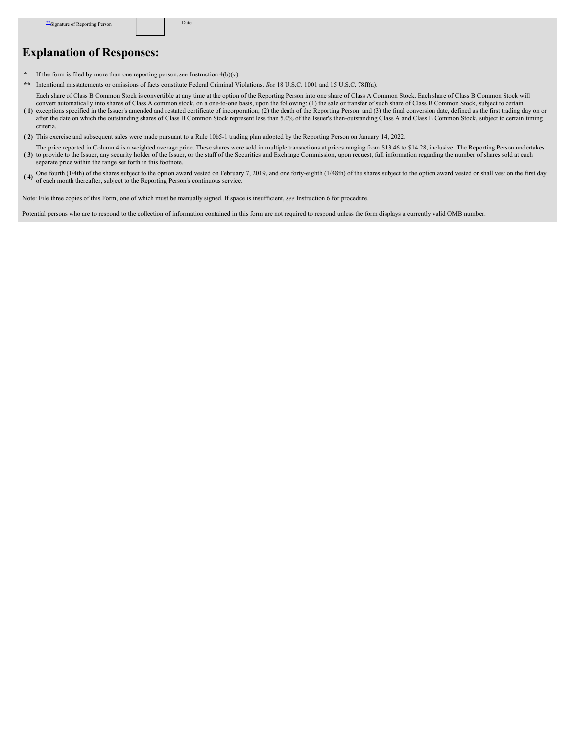| **Signature of Reporting Person | | Date |
|---|---|---|

## Explanation of Responses:

\* If the form is filed by more than one reporting person, *see* Instruction 4(b)(v).

** Intentional misstatements or omissions of facts constitute Federal Criminal Violations. *See* 18 U.S.C. 1001 and 15 U.S.C. 78ff(a).

**( 1)** Each share of Class B Common Stock is convertible at any time at the option of the Reporting Person into one share of Class A Common Stock. Each share of Class B Common Stock will convert automatically into shares of Class A common stock, on a one-to-one basis, upon the following: (1) the sale or transfer of such share of Class B Common Stock, subject to certain exceptions specified in the Issuer's amended and restated certificate of incorporation; (2) the death of the Reporting Person; and (3) the final conversion date, defined as the first trading day on or after the date on which the outstanding shares of Class B Common Stock represent less than 5.0% of the Issuer's then-outstanding Class A and Class B Common Stock, subject to certain timing criteria.

**( 2)** This exercise and subsequent sales were made pursuant to a Rule 10b5-1 trading plan adopted by the Reporting Person on January 14, 2022.

**( 3)** The price reported in Column 4 is a weighted average price. These shares were sold in multiple transactions at prices ranging from $13.46 to $14.28, inclusive. The Reporting Person undertakes to provide to the Issuer, any security holder of the Issuer, or the staff of the Securities and Exchange Commission, upon request, full information regarding the number of shares sold at each separate price within the range set forth in this footnote.

**( 4)** One fourth (1/4th) of the shares subject to the option award vested on February 7, 2019, and one forty-eighth (1/48th) of the shares subject to the option award vested or shall vest on the first day of each month thereafter, subject to the Reporting Person's continuous service.

Note: File three copies of this Form, one of which must be manually signed. If space is insufficient, *see* Instruction 6 for procedure.

Potential persons who are to respond to the collection of information contained in this form are not required to respond unless the form displays a currently valid OMB number.